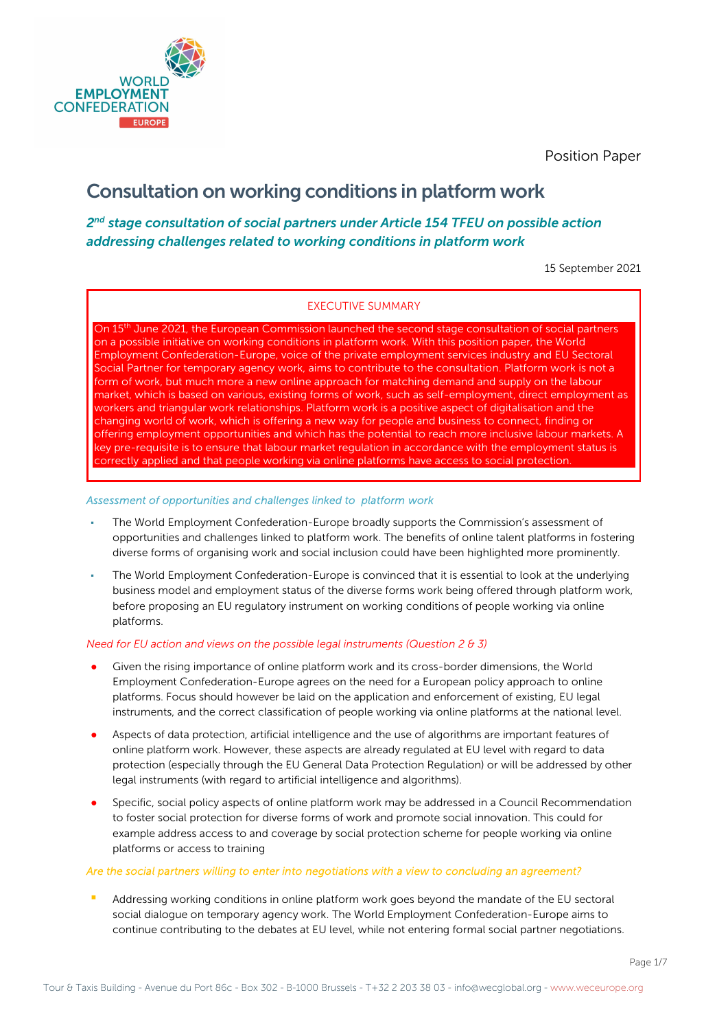WORLD EMPLOYMENT CONFEDERATION EUROPE

Position Paper

# Consultation on working conditions in platform work

## *2nd stage consultation of social partners under Article 154 TFEU on possible action addressing challenges related to working conditions in platform work*

15 September 2021

**EXECUTIVE SUMMARY**

On 15th June 2021, the European Commission launched the second stage consultation of social partners on a possible initiative on working conditions in platform work. With this position paper, the World Employment Confederation-Europe, voice of the private employment services industry and EU Sectoral Social Partner for temporary agency work, aims to contribute to the consultation. Platform work is not a form of work, but much more a new online approach for matching demand and supply on the labour market, which is based on various, existing forms of work, such as self-employment, direct employment as workers and triangular work relationships. Platform work is a positive aspect of digitalisation and the changing world of work, which is offering a new way for people and business to connect, finding or offering employment opportunities and which has the potential to reach more inclusive labour markets. A key pre-requisite is to ensure that labour market regulation in accordance with the employment status is correctly applied and that people working via online platforms have access to social protection.

*Assessment of opportunities and challenges linked to platform work*

- The World Employment Confederation-Europe broadly supports the Commission's assessment of opportunities and challenges linked to platform work. The benefits of online talent platforms in fostering diverse forms of organising work and social inclusion could have been highlighted more prominently.
- The World Employment Confederation-Europe is convinced that it is essential to look at the underlying business model and employment status of the diverse forms work being offered through platform work, before proposing an EU regulatory instrument on working conditions of people working via online platforms.

*Need for EU action and views on the possible legal instruments (Question 2 & 3)*

- Given the rising importance of online platform work and its cross-border dimensions, the World Employment Confederation-Europe agrees on the need for a European policy approach to online platforms. Focus should however be laid on the application and enforcement of existing, EU legal instruments, and the correct classification of people working via online platforms at the national level.
- Aspects of data protection, artificial intelligence and the use of algorithms are important features of online platform work. However, these aspects are already regulated at EU level with regard to data protection (especially through the EU General Data Protection Regulation) or will be addressed by other legal instruments (with regard to artificial intelligence and algorithms).
- Specific, social policy aspects of online platform work may be addressed in a Council Recommendation to foster social protection for diverse forms of work and promote social innovation. This could for example address access to and coverage by social protection scheme for people working via online platforms or access to training

*Are the social partners willing to enter into negotiations with a view to concluding an agreement?*

- Addressing working conditions in online platform work goes beyond the mandate of the EU sectoral social dialogue on temporary agency work. The World Employment Confederation-Europe aims to continue contributing to the debates at EU level, while not entering formal social partner negotiations.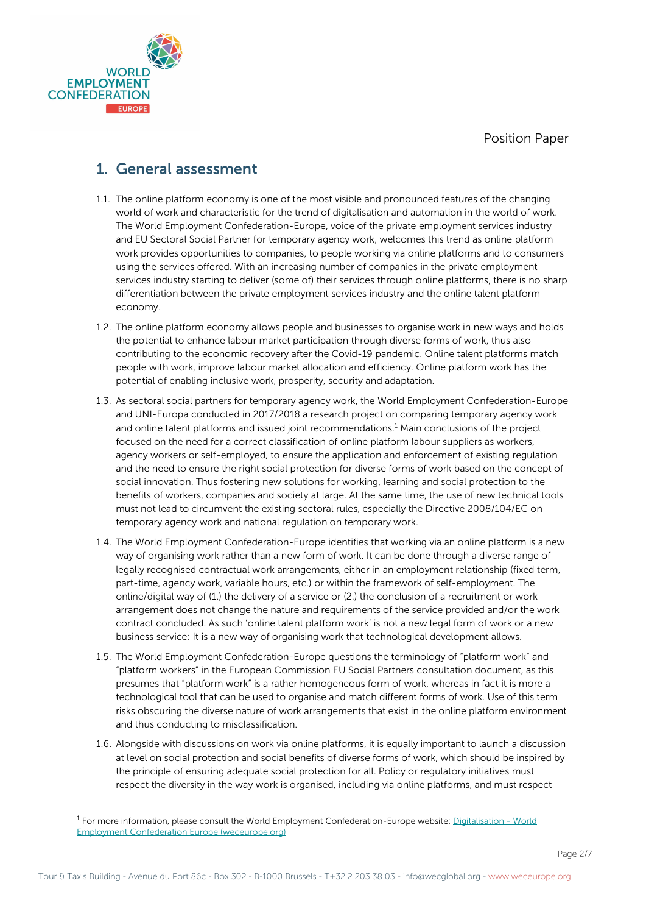Position Paper

## 1. General assessment

1.1. The online platform economy is one of the most visible and pronounced features of the changing world of work and characteristic for the trend of digitalisation and automation in the world of work. The World Employment Confederation-Europe, voice of the private employment services industry and EU Sectoral Social Partner for temporary agency work, welcomes this trend as online platform work provides opportunities to companies, to people working via online platforms and to consumers using the services offered. With an increasing number of companies in the private employment services industry starting to deliver (some of) their services through online platforms, there is no sharp differentiation between the private employment services industry and the online talent platform economy.

1.2. The online platform economy allows people and businesses to organise work in new ways and holds the potential to enhance labour market participation through diverse forms of work, thus also contributing to the economic recovery after the Covid-19 pandemic. Online talent platforms match people with work, improve labour market allocation and efficiency. Online platform work has the potential of enabling inclusive work, prosperity, security and adaptation.

1.3. As sectoral social partners for temporary agency work, the World Employment Confederation-Europe and UNI-Europa conducted in 2017/2018 a research project on comparing temporary agency work and online talent platforms and issued joint recommendations.[1] Main conclusions of the project focused on the need for a correct classification of online platform labour suppliers as workers, agency workers or self-employed, to ensure the application and enforcement of existing regulation and the need to ensure the right social protection for diverse forms of work based on the concept of social innovation. Thus fostering new solutions for working, learning and social protection to the benefits of workers, companies and society at large. At the same time, the use of new technical tools must not lead to circumvent the existing sectoral rules, especially the Directive 2008/104/EC on temporary agency work and national regulation on temporary work.

1.4. The World Employment Confederation-Europe identifies that working via an online platform is a new way of organising work rather than a new form of work. It can be done through a diverse range of legally recognised contractual work arrangements, either in an employment relationship (fixed term, part-time, agency work, variable hours, etc.) or within the framework of self-employment. The online/digital way of (1.) the delivery of a service or (2.) the conclusion of a recruitment or work arrangement does not change the nature and requirements of the service provided and/or the work contract concluded. As such 'online talent platform work' is not a new legal form of work or a new business service: It is a new way of organising work that technological development allows.

1.5. The World Employment Confederation-Europe questions the terminology of "platform work" and "platform workers" in the European Commission EU Social Partners consultation document, as this presumes that "platform work" is a rather homogeneous form of work, whereas in fact it is more a technological tool that can be used to organise and match different forms of work. Use of this term risks obscuring the diverse nature of work arrangements that exist in the online platform environment and thus conducting to misclassification.

1.6. Alongside with discussions on work via online platforms, it is equally important to launch a discussion at level on social protection and social benefits of diverse forms of work, which should be inspired by the principle of ensuring adequate social protection for all. Policy or regulatory initiatives must respect the diversity in the way work is organised, including via online platforms, and must respect

[1] For more information, please consult the World Employment Confederation-Europe website: Digitalisation - World Employment Confederation Europe (weceurope.org)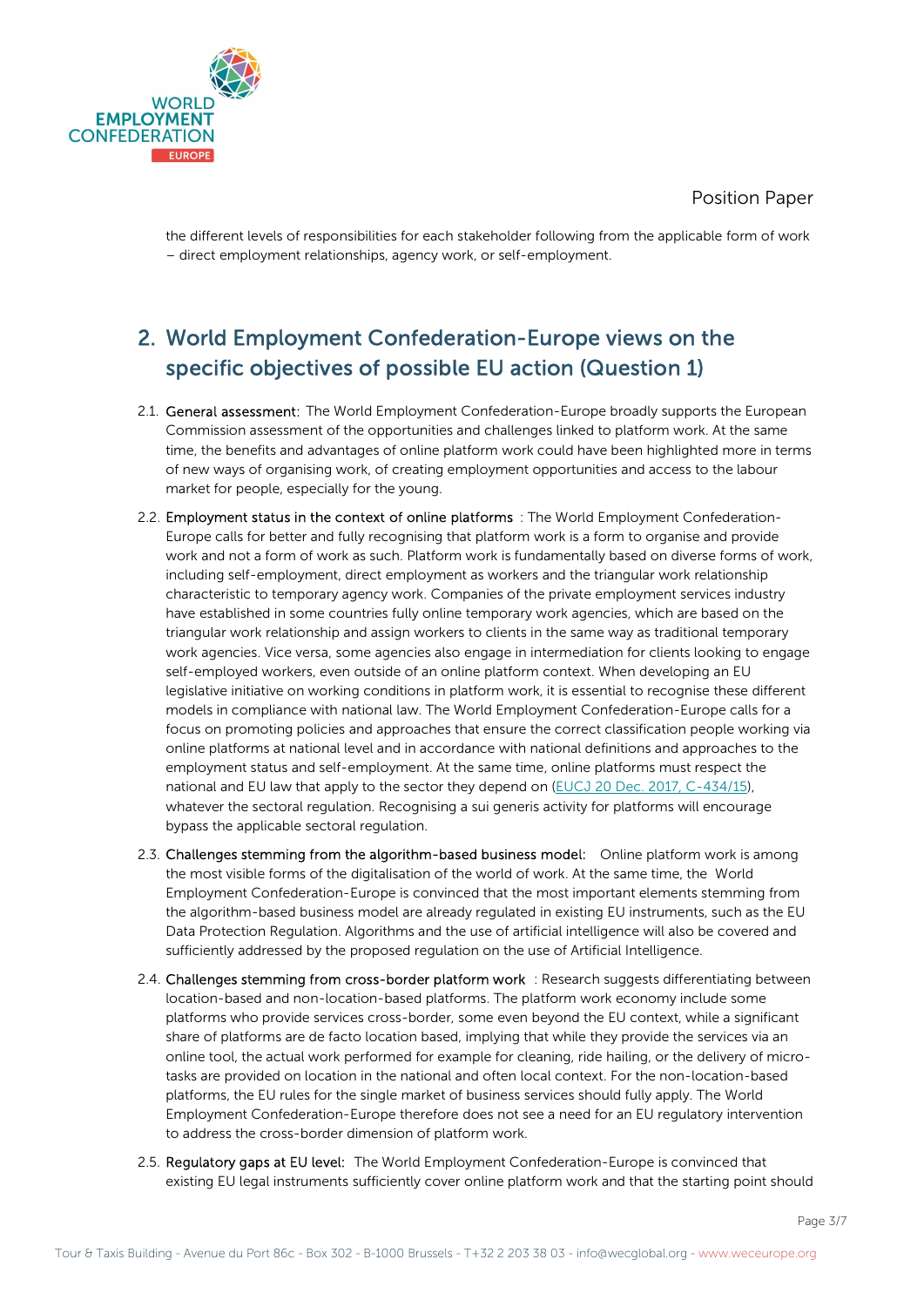the different levels of responsibilities for each stakeholder following from the applicable form of work – direct employment relationships, agency work, or self-employment.

## 2. World Employment Confederation-Europe views on the specific objectives of possible EU action (Question 1)

2.1. **General assessment:** The World Employment Confederation-Europe broadly supports the European Commission assessment of the opportunities and challenges linked to platform work. At the same time, the benefits and advantages of online platform work could have been highlighted more in terms of new ways of organising work, of creating employment opportunities and access to the labour market for people, especially for the young.

2.2. **Employment status in the context of online platforms** : The World Employment Confederation-Europe calls for better and fully recognising that platform work is a form to organise and provide work and not a form of work as such. Platform work is fundamentally based on diverse forms of work, including self-employment, direct employment as workers and the triangular work relationship characteristic to temporary agency work. Companies of the private employment services industry have established in some countries fully online temporary work agencies, which are based on the triangular work relationship and assign workers to clients in the same way as traditional temporary work agencies. Vice versa, some agencies also engage in intermediation for clients looking to engage self-employed workers, even outside of an online platform context. When developing an EU legislative initiative on working conditions in platform work, it is essential to recognise these different models in compliance with national law. The World Employment Confederation-Europe calls for a focus on promoting policies and approaches that ensure the correct classification people working via online platforms at national level and in accordance with national definitions and approaches to the employment status and self-employment. At the same time, online platforms must respect the national and EU law that apply to the sector they depend on (EUCJ 20 Dec. 2017, C-434/15), whatever the sectoral regulation. Recognising a sui generis activity for platforms will encourage bypass the applicable sectoral regulation.

2.3. **Challenges stemming from the algorithm-based business model:** Online platform work is among the most visible forms of the digitalisation of the world of work. At the same time, the World Employment Confederation-Europe is convinced that the most important elements stemming from the algorithm-based business model are already regulated in existing EU instruments, such as the EU Data Protection Regulation. Algorithms and the use of artificial intelligence will also be covered and sufficiently addressed by the proposed regulation on the use of Artificial Intelligence.

2.4. **Challenges stemming from cross-border platform work** : Research suggests differentiating between location-based and non-location-based platforms. The platform work economy include some platforms who provide services cross-border, some even beyond the EU context, while a significant share of platforms are de facto location based, implying that while they provide the services via an online tool, the actual work performed for example for cleaning, ride hailing, or the delivery of micro-tasks are provided on location in the national and often local context. For the non-location-based platforms, the EU rules for the single market of business services should fully apply. The World Employment Confederation-Europe therefore does not see a need for an EU regulatory intervention to address the cross-border dimension of platform work.

2.5. **Regulatory gaps at EU level:** The World Employment Confederation-Europe is convinced that existing EU legal instruments sufficiently cover online platform work and that the starting point should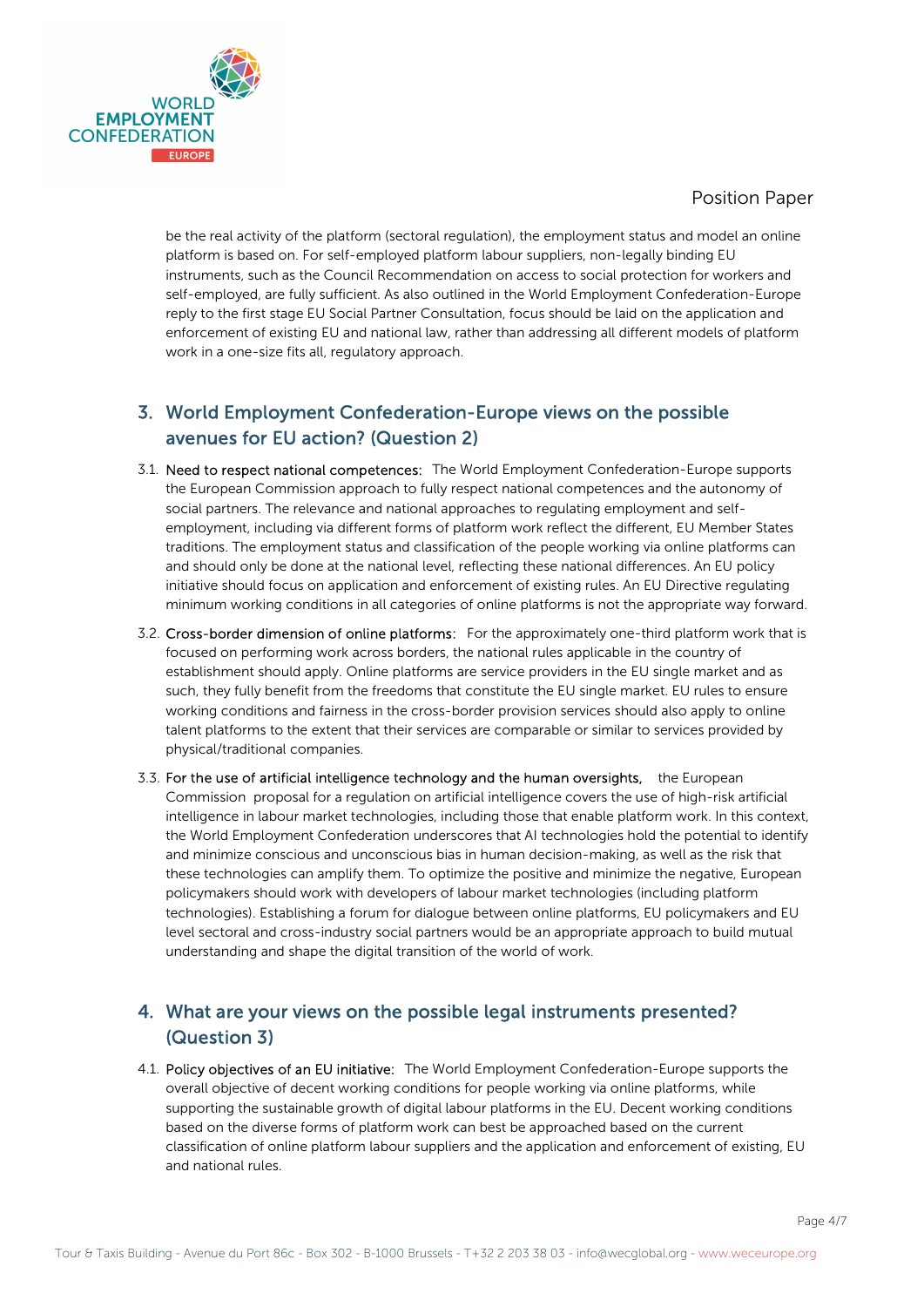be the real activity of the platform (sectoral regulation), the employment status and model an online platform is based on. For self-employed platform labour suppliers, non-legally binding EU instruments, such as the Council Recommendation on access to social protection for workers and self-employed, are fully sufficient. As also outlined in the World Employment Confederation-Europe reply to the first stage EU Social Partner Consultation, focus should be laid on the application and enforcement of existing EU and national law, rather than addressing all different models of platform work in a one-size fits all, regulatory approach.

## 3. World Employment Confederation-Europe views on the possible avenues for EU action? (Question 2)

3.1. Need to respect national competences: The World Employment Confederation-Europe supports the European Commission approach to fully respect national competences and the autonomy of social partners. The relevance and national approaches to regulating employment and self-employment, including via different forms of platform work reflect the different, EU Member States traditions. The employment status and classification of the people working via online platforms can and should only be done at the national level, reflecting these national differences. An EU policy initiative should focus on application and enforcement of existing rules. An EU Directive regulating minimum working conditions in all categories of online platforms is not the appropriate way forward.

3.2. Cross-border dimension of online platforms: For the approximately one-third platform work that is focused on performing work across borders, the national rules applicable in the country of establishment should apply. Online platforms are service providers in the EU single market and as such, they fully benefit from the freedoms that constitute the EU single market. EU rules to ensure working conditions and fairness in the cross-border provision services should also apply to online talent platforms to the extent that their services are comparable or similar to services provided by physical/traditional companies.

3.3. For the use of artificial intelligence technology and the human oversights, the European Commission proposal for a regulation on artificial intelligence covers the use of high-risk artificial intelligence in labour market technologies, including those that enable platform work. In this context, the World Employment Confederation underscores that AI technologies hold the potential to identify and minimize conscious and unconscious bias in human decision-making, as well as the risk that these technologies can amplify them. To optimize the positive and minimize the negative, European policymakers should work with developers of labour market technologies (including platform technologies). Establishing a forum for dialogue between online platforms, EU policymakers and EU level sectoral and cross-industry social partners would be an appropriate approach to build mutual understanding and shape the digital transition of the world of work.

## 4. What are your views on the possible legal instruments presented? (Question 3)

4.1. Policy objectives of an EU initiative: The World Employment Confederation-Europe supports the overall objective of decent working conditions for people working via online platforms, while supporting the sustainable growth of digital labour platforms in the EU. Decent working conditions based on the diverse forms of platform work can best be approached based on the current classification of online platform labour suppliers and the application and enforcement of existing, EU and national rules.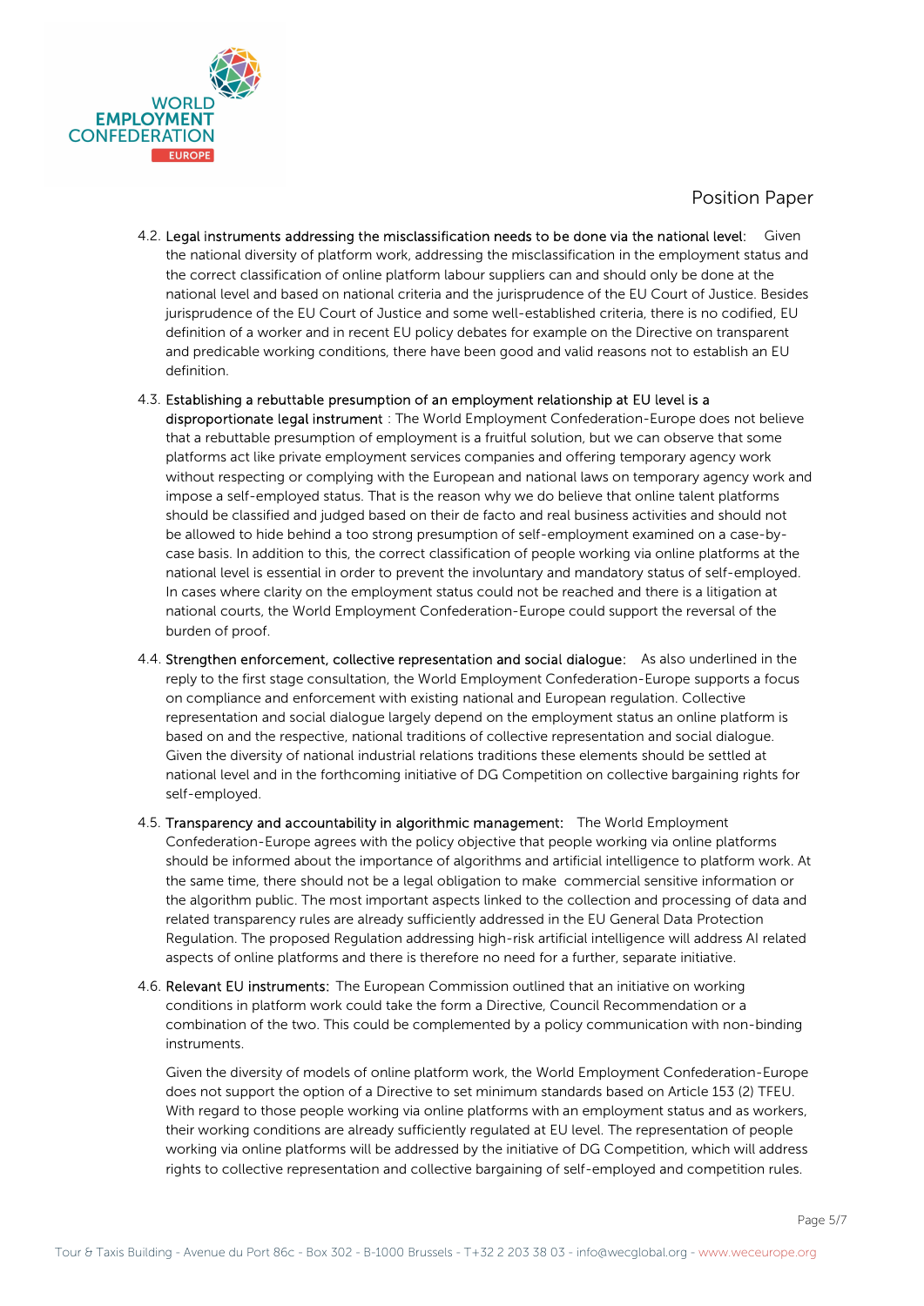4.2. **Legal instruments addressing the misclassification needs to be done via the national level:** Given the national diversity of platform work, addressing the misclassification in the employment status and the correct classification of online platform labour suppliers can and should only be done at the national level and based on national criteria and the jurisprudence of the EU Court of Justice. Besides jurisprudence of the EU Court of Justice and some well-established criteria, there is no codified, EU definition of a worker and in recent EU policy debates for example on the Directive on transparent and predicable working conditions, there have been good and valid reasons not to establish an EU definition.

4.3. **Establishing a rebuttable presumption of an employment relationship at EU level is a disproportionate legal instrument** : The World Employment Confederation-Europe does not believe that a rebuttable presumption of employment is a fruitful solution, but we can observe that some platforms act like private employment services companies and offering temporary agency work without respecting or complying with the European and national laws on temporary agency work and impose a self-employed status. That is the reason why we do believe that online talent platforms should be classified and judged based on their de facto and real business activities and should not be allowed to hide behind a too strong presumption of self-employment examined on a case-by-case basis. In addition to this, the correct classification of people working via online platforms at the national level is essential in order to prevent the involuntary and mandatory status of self-employed. In cases where clarity on the employment status could not be reached and there is a litigation at national courts, the World Employment Confederation-Europe could support the reversal of the burden of proof.

4.4. **Strengthen enforcement, collective representation and social dialogue:** As also underlined in the reply to the first stage consultation, the World Employment Confederation-Europe supports a focus on compliance and enforcement with existing national and European regulation. Collective representation and social dialogue largely depend on the employment status an online platform is based on and the respective, national traditions of collective representation and social dialogue. Given the diversity of national industrial relations traditions these elements should be settled at national level and in the forthcoming initiative of DG Competition on collective bargaining rights for self-employed.

4.5. **Transparency and accountability in algorithmic management:** The World Employment Confederation-Europe agrees with the policy objective that people working via online platforms should be informed about the importance of algorithms and artificial intelligence to platform work. At the same time, there should not be a legal obligation to make commercial sensitive information or the algorithm public. The most important aspects linked to the collection and processing of data and related transparency rules are already sufficiently addressed in the EU General Data Protection Regulation. The proposed Regulation addressing high-risk artificial intelligence will address AI related aspects of online platforms and there is therefore no need for a further, separate initiative.

4.6. **Relevant EU instruments:** The European Commission outlined that an initiative on working conditions in platform work could take the form a Directive, Council Recommendation or a combination of the two. This could be complemented by a policy communication with non-binding instruments.

Given the diversity of models of online platform work, the World Employment Confederation-Europe does not support the option of a Directive to set minimum standards based on Article 153 (2) TFEU. With regard to those people working via online platforms with an employment status and as workers, their working conditions are already sufficiently regulated at EU level. The representation of people working via online platforms will be addressed by the initiative of DG Competition, which will address rights to collective representation and collective bargaining of self-employed and competition rules.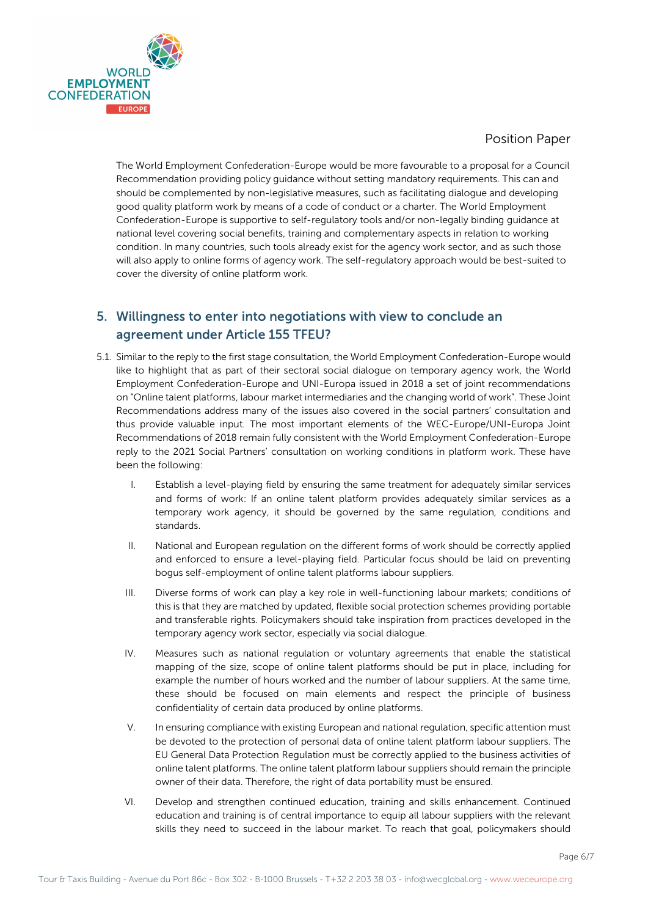The World Employment Confederation-Europe would be more favourable to a proposal for a Council Recommendation providing policy guidance without setting mandatory requirements. This can and should be complemented by non-legislative measures, such as facilitating dialogue and developing good quality platform work by means of a code of conduct or a charter. The World Employment Confederation-Europe is supportive to self-regulatory tools and/or non-legally binding guidance at national level covering social benefits, training and complementary aspects in relation to working condition. In many countries, such tools already exist for the agency work sector, and as such those will also apply to online forms of agency work. The self-regulatory approach would be best-suited to cover the diversity of online platform work.

## 5. Willingness to enter into negotiations with view to conclude an agreement under Article 155 TFEU?

5.1. Similar to the reply to the first stage consultation, the World Employment Confederation-Europe would like to highlight that as part of their sectoral social dialogue on temporary agency work, the World Employment Confederation-Europe and UNI-Europa issued in 2018 a set of joint recommendations on "Online talent platforms, labour market intermediaries and the changing world of work". These Joint Recommendations address many of the issues also covered in the social partners' consultation and thus provide valuable input. The most important elements of the WEC-Europe/UNI-Europa Joint Recommendations of 2018 remain fully consistent with the World Employment Confederation-Europe reply to the 2021 Social Partners' consultation on working conditions in platform work. These have been the following:

I. Establish a level-playing field by ensuring the same treatment for adequately similar services and forms of work: If an online talent platform provides adequately similar services as a temporary work agency, it should be governed by the same regulation, conditions and standards.

II. National and European regulation on the different forms of work should be correctly applied and enforced to ensure a level-playing field. Particular focus should be laid on preventing bogus self-employment of online talent platforms labour suppliers.

III. Diverse forms of work can play a key role in well-functioning labour markets; conditions of this is that they are matched by updated, flexible social protection schemes providing portable and transferable rights. Policymakers should take inspiration from practices developed in the temporary agency work sector, especially via social dialogue.

IV. Measures such as national regulation or voluntary agreements that enable the statistical mapping of the size, scope of online talent platforms should be put in place, including for example the number of hours worked and the number of labour suppliers. At the same time, these should be focused on main elements and respect the principle of business confidentiality of certain data produced by online platforms.

V. In ensuring compliance with existing European and national regulation, specific attention must be devoted to the protection of personal data of online talent platform labour suppliers. The EU General Data Protection Regulation must be correctly applied to the business activities of online talent platforms. The online talent platform labour suppliers should remain the principle owner of their data. Therefore, the right of data portability must be ensured.

VI. Develop and strengthen continued education, training and skills enhancement. Continued education and training is of central importance to equip all labour suppliers with the relevant skills they need to succeed in the labour market. To reach that goal, policymakers should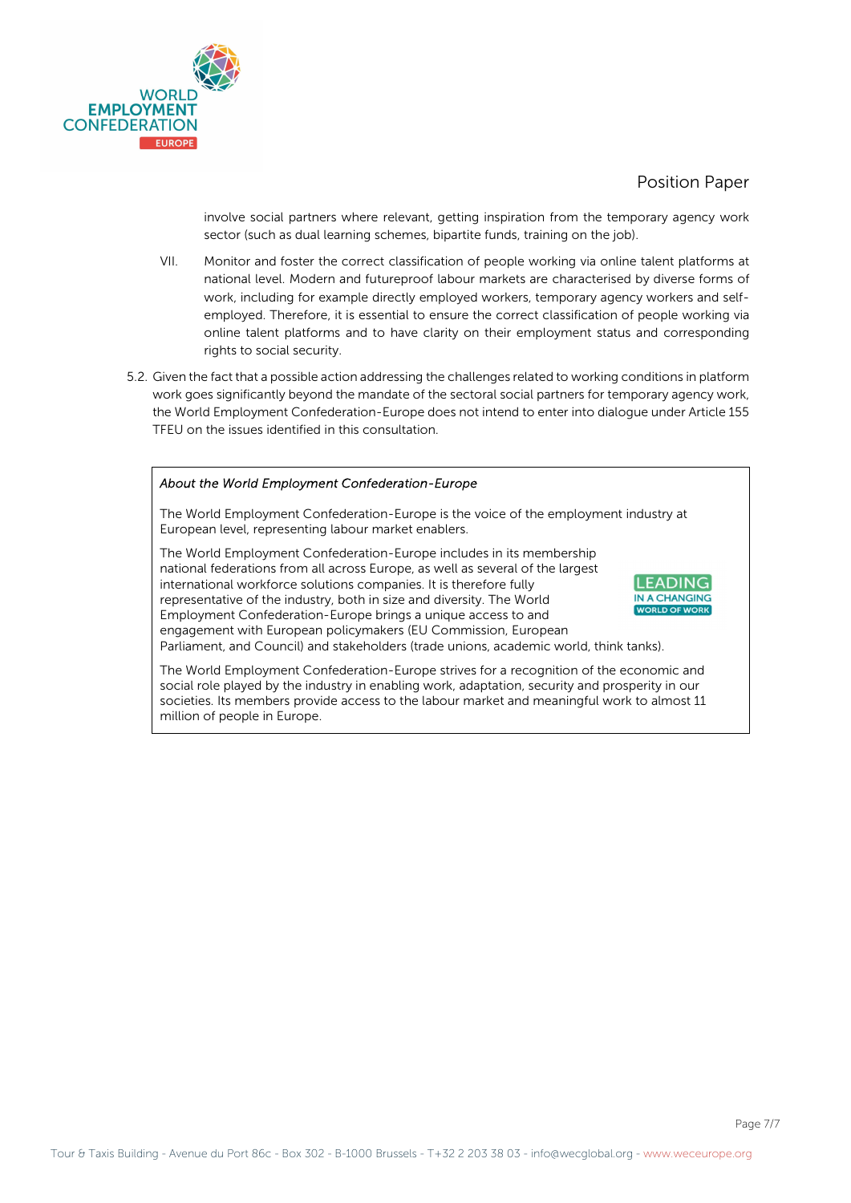involve social partners where relevant, getting inspiration from the temporary agency work sector (such as dual learning schemes, bipartite funds, training on the job).

VII. Monitor and foster the correct classification of people working via online talent platforms at national level. Modern and futureproof labour markets are characterised by diverse forms of work, including for example directly employed workers, temporary agency workers and self-employed. Therefore, it is essential to ensure the correct classification of people working via online talent platforms and to have clarity on their employment status and corresponding rights to social security.

5.2. Given the fact that a possible action addressing the challenges related to working conditions in platform work goes significantly beyond the mandate of the sectoral social partners for temporary agency work, the World Employment Confederation-Europe does not intend to enter into dialogue under Article 155 TFEU on the issues identified in this consultation.

*About the World Employment Confederation-Europe*

The World Employment Confederation-Europe is the voice of the employment industry at European level, representing labour market enablers.

The World Employment Confederation-Europe includes in its membership national federations from all across Europe, as well as several of the largest international workforce solutions companies. It is therefore fully representative of the industry, both in size and diversity. The World Employment Confederation-Europe brings a unique access to and engagement with European policymakers (EU Commission, European Parliament, and Council) and stakeholders (trade unions, academic world, think tanks).

The World Employment Confederation-Europe strives for a recognition of the economic and social role played by the industry in enabling work, adaptation, security and prosperity in our societies. Its members provide access to the labour market and meaningful work to almost 11 million of people in Europe.